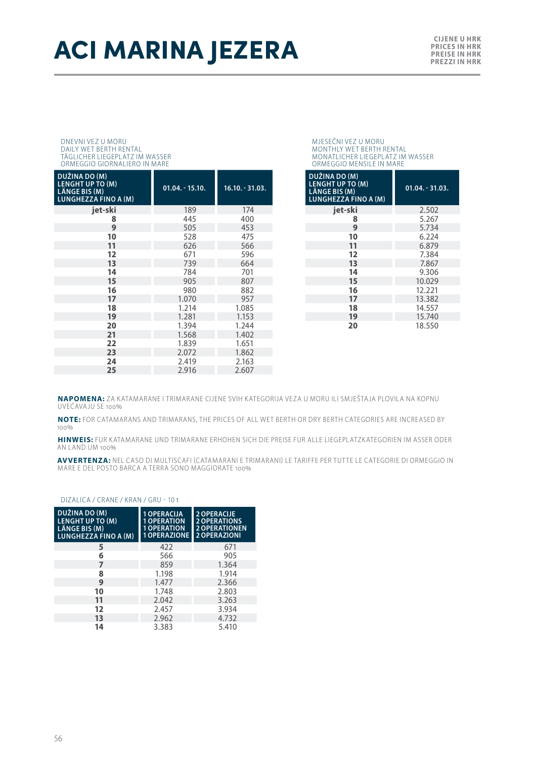# ACI MARINA JEZERA

**CIJENE U HRK**
**PRICES IN HRK**
**PREISE IN HRK**
**PREZZI IN HRK**

DNEVNI VEZ U MORU
DAILY WET BERTH RENTAL
TÄGLICHER LIEGEPLATZ IM WASSER
ORMEGGIO GIORNALIERO IN MARE

| DUŽINA DO (M) LENGHT UP TO (M) LÄNGE BIS (M) LUNGHEZZA FINO A (M) | 01.04. - 15.10. | 16.10. - 31.03. |
|---|---|---|
| jet-ski | 189 | 174 |
| 8 | 445 | 400 |
| 9 | 505 | 453 |
| 10 | 528 | 475 |
| 11 | 626 | 566 |
| 12 | 671 | 596 |
| 13 | 739 | 664 |
| 14 | 784 | 701 |
| 15 | 905 | 807 |
| 16 | 980 | 882 |
| 17 | 1.070 | 957 |
| 18 | 1.214 | 1.085 |
| 19 | 1.281 | 1.153 |
| 20 | 1.394 | 1.244 |
| 21 | 1.568 | 1.402 |
| 22 | 1.839 | 1.651 |
| 23 | 2.072 | 1.862 |
| 24 | 2.419 | 2.163 |
| 25 | 2.916 | 2.607 |

MJESEČNI VEZ U MORU
MONTHLY WET BERTH RENTAL
MONATLICHER LIEGEPLATZ IM WASSER
ORMEGGIO MENSILE IN MARE

| DUŽINA DO (M) LENGHT UP TO (M) LÄNGE BIS (M) LUNGHEZZA FINO A (M) | 01.04. - 31.03. |
|---|---|
| jet-ski | 2.502 |
| 8 | 5.267 |
| 9 | 5.734 |
| 10 | 6.224 |
| 11 | 6.879 |
| 12 | 7.384 |
| 13 | 7.867 |
| 14 | 9.306 |
| 15 | 10.029 |
| 16 | 12.221 |
| 17 | 13.382 |
| 18 | 14.557 |
| 19 | 15.740 |
| 20 | 18.550 |

**NAPOMENA:** ZA KATAMARANE I TRIMARANE CIJENE SVIH KATEGORIJA VEZA U MORU ILI SMJEŠTAJA PLOVILA NA KOPNU UVEĆAVAJU SE 100%

**NOTE:** FOR CATAMARANS AND TRIMARANS, THE PRICES OF ALL WET BERTH OR DRY BERTH CATEGORIES ARE INCREASED BY 100%

**HINWEIS:** FUR KATAMARANE UND TRIMARANE ERHOHEN SICH DIE PREISE FUR ALLE LIEGEPLATZKATEGORIEN IM ASSER ODER AN LAND UM 100%

**AVVERTENZA:** NEL CASO DI MULTISCAFI (CATAMARANI E TRIMARANI) LE TARIFFE PER TUTTE LE CATEGORIE DI ORMEGGIO IN MARE E DEL POSTO BARCA A TERRA SONO MAGGIORATE 100%

DIZALICA / CRANE / KRAN / GRU - 10 t

| DUŽINA DO (M) LENGHT UP TO (M) LÄNGE BIS (M) LUNGHEZZA FINO A (M) | 1 OPERACIJA 1 OPERATION 1 OPERATION 1 OPERAZIONE | 2 OPERACIJE 2 OPERATIONS 2 OPERATIONEN 2 OPERAZIONI |
|---|---|---|
| 5 | 422 | 671 |
| 6 | 566 | 905 |
| 7 | 859 | 1.364 |
| 8 | 1.198 | 1.914 |
| 9 | 1.477 | 2.366 |
| 10 | 1.748 | 2.803 |
| 11 | 2.042 | 3.263 |
| 12 | 2.457 | 3.934 |
| 13 | 2.962 | 4.732 |
| 14 | 3.383 | 5.410 |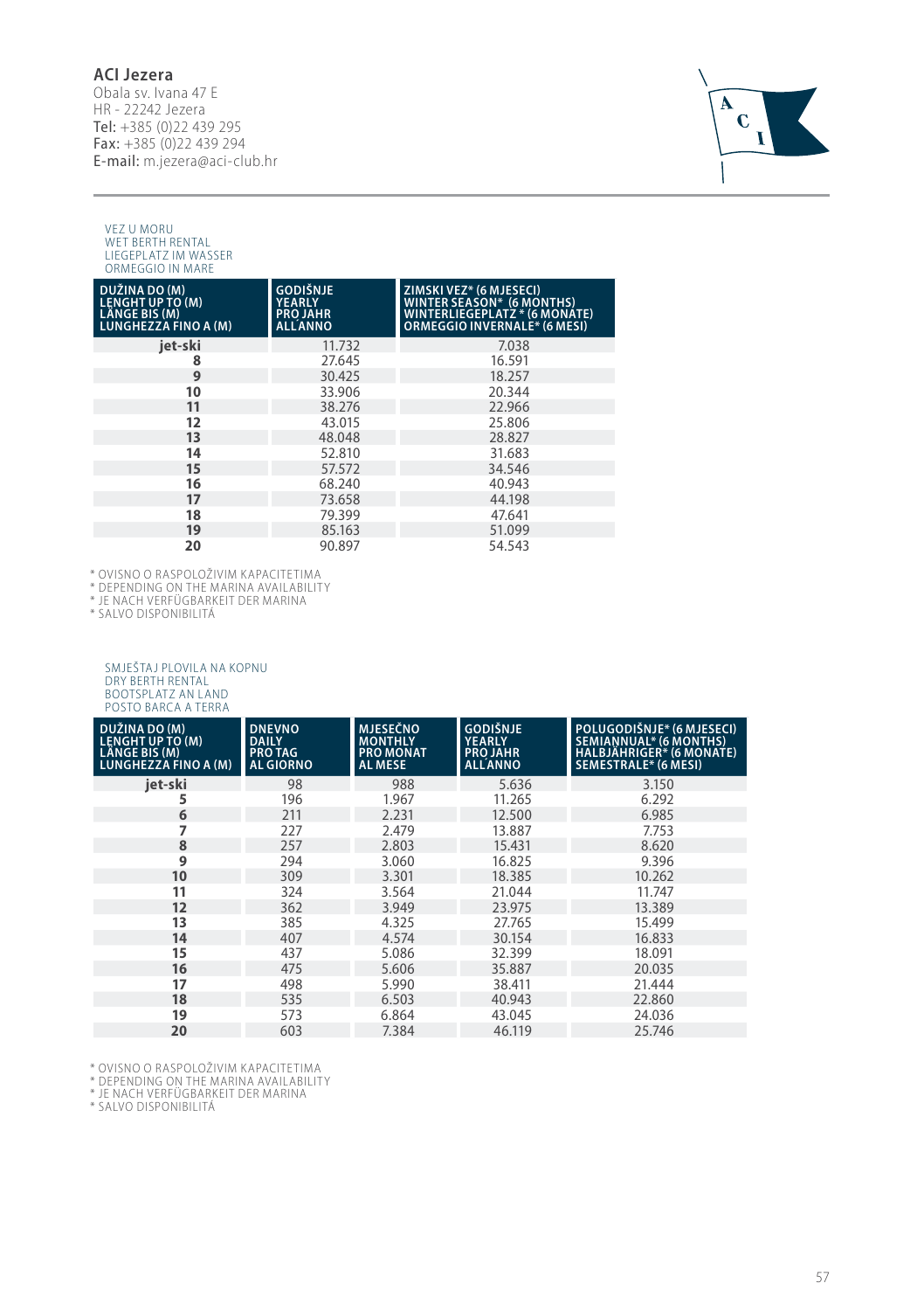## ACI Jezera

Obala sv. Ivana 47 E
HR - 22242 Jezera
**Tel:** +385 (0)22 439 295
**Fax:** +385 (0)22 439 294
**E-mail:** m.jezera@aci-club.hr

VEZ U MORU
WET BERTH RENTAL
LIEGEPLATZ IM WASSER
ORMEGGIO IN MARE

| DUŽINA DO (M) LENGHT UP TO (M) LÄNGE BIS (M) LUNGHEZZA FINO A (M) | GODIŠNJE YEARLY PRO JAHR ALL'ANNO | ZIMSKI VEZ* (6 MJESECI) WINTER SEASON* (6 MONTHS) WINTERLIEGEPLATZ * (6 MONATE) ORMEGGIO INVERNALE* (6 MESI) |
|---|---|---|
| **jet-ski** | 11.732 | 7.038 |
| **8** | 27.645 | 16.591 |
| **9** | 30.425 | 18.257 |
| **10** | 33.906 | 20.344 |
| **11** | 38.276 | 22.966 |
| **12** | 43.015 | 25.806 |
| **13** | 48.048 | 28.827 |
| **14** | 52.810 | 31.683 |
| **15** | 57.572 | 34.546 |
| **16** | 68.240 | 40.943 |
| **17** | 73.658 | 44.198 |
| **18** | 79.399 | 47.641 |
| **19** | 85.163 | 51.099 |
| **20** | 90.897 | 54.543 |

\* OVISNO O RASPOLOŽIVIM KAPACITETIMA
\* DEPENDING ON THE MARINA AVAILABILITY
\* JE NACH VERFÜGBARKEIT DER MARINA
\* SALVO DISPONIBILITÀ

SMJEŠTAJ PLOVILA NA KOPNU
DRY BERTH RENTAL
BOOTSPLATZ AN LAND
POSTO BARCA A TERRA

| DUŽINA DO (M) LENGHT UP TO (M) LÄNGE BIS (M) LUNGHEZZA FINO A (M) | DNEVNO DAILY PRO TAG AL GIORNO | MJESEČNO MONTHLY PRO MONAT AL MESE | GODIŠNJE YEARLY PRO JAHR ALL'ANNO | POLUGODIŠNJE* (6 MJESECI) SEMIANNUAL* (6 MONTHS) HALBJÄHRIGER* (6 MONATE) SEMESTRALE* (6 MESI) |
|---|---|---|---|---|
| **jet-ski** | 98 | 988 | 5.636 | 3.150 |
| **5** | 196 | 1.967 | 11.265 | 6.292 |
| **6** | 211 | 2.231 | 12.500 | 6.985 |
| **7** | 227 | 2.479 | 13.887 | 7.753 |
| **8** | 257 | 2.803 | 15.431 | 8.620 |
| **9** | 294 | 3.060 | 16.825 | 9.396 |
| **10** | 309 | 3.301 | 18.385 | 10.262 |
| **11** | 324 | 3.564 | 21.044 | 11.747 |
| **12** | 362 | 3.949 | 23.975 | 13.389 |
| **13** | 385 | 4.325 | 27.765 | 15.499 |
| **14** | 407 | 4.574 | 30.154 | 16.833 |
| **15** | 437 | 5.086 | 32.399 | 18.091 |
| **16** | 475 | 5.606 | 35.887 | 20.035 |
| **17** | 498 | 5.990 | 38.411 | 21.444 |
| **18** | 535 | 6.503 | 40.943 | 22.860 |
| **19** | 573 | 6.864 | 43.045 | 24.036 |
| **20** | 603 | 7.384 | 46.119 | 25.746 |

\* OVISNO O RASPOLOŽIVIM KAPACITETIMA
\* DEPENDING ON THE MARINA AVAILABILITY
\* JE NACH VERFÜGBARKEIT DER MARINA
\* SALVO DISPONIBILITÀ